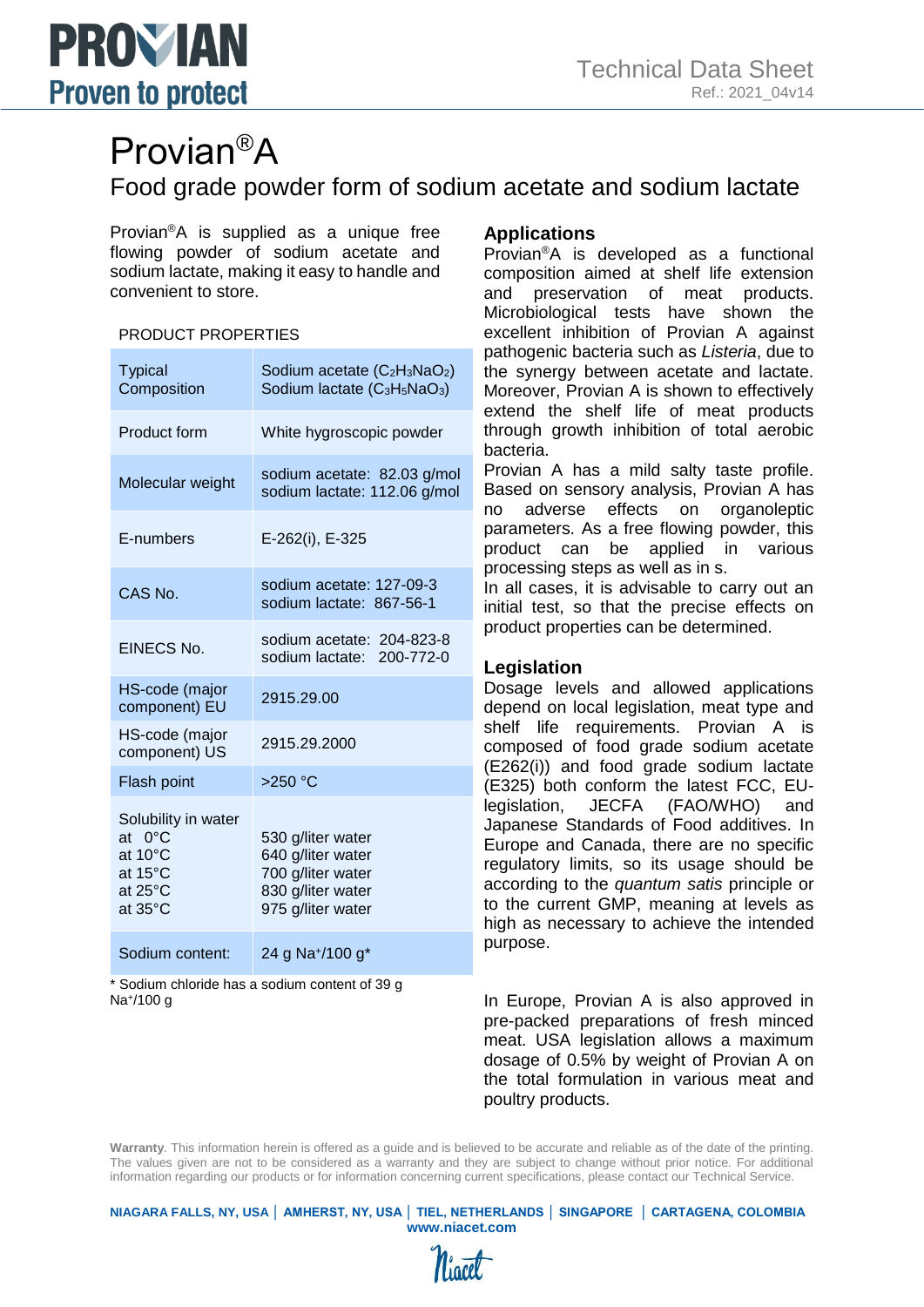# Provian®A

## Food grade powder form of sodium acetate and sodium lactate

Provian®A is supplied as a unique free flowing powder of sodium acetate and sodium lactate, making it easy to handle and convenient to store.

PRODUCT PROPERTIES

| | |
|---|---|
| Typical Composition | Sodium acetate ($C_2H_3NaO_2$)<br>Sodium lactate ($C_3H_5NaO_3$) |
| Product form | White hygroscopic powder |
| Molecular weight | sodium acetate: 82.03 g/mol<br>sodium lactate: 112.06 g/mol |
| E-numbers | E-262(i), E-325 |
| CAS No. | sodium acetate: 127-09-3<br>sodium lactate: 867-56-1 |
| EINECS No. | sodium acetate: 204-823-8<br>sodium lactate: 200-772-0 |
| HS-code (major component) EU | 2915.29.00 |
| HS-code (major component) US | 2915.29.2000 |
| Flash point | >250 °C |
| Solubility in water<br>at 0°C<br>at 10°C<br>at 15°C<br>at 25°C<br>at 35°C | <br>530 g/liter water<br>640 g/liter water<br>700 g/liter water<br>830 g/liter water<br>975 g/liter water |
| Sodium content: | 24 g $Na^+$/100 g* |

\* Sodium chloride has a sodium content of 39 g $Na^+$/100 g

### Applications

Provian®A is developed as a functional composition aimed at shelf life extension and preservation of meat products. Microbiological tests have shown the excellent inhibition of Provian A against pathogenic bacteria such as *Listeria*, due to the synergy between acetate and lactate. Moreover, Provian A is shown to effectively extend the shelf life of meat products through growth inhibition of total aerobic bacteria.

Provian A has a mild salty taste profile. Based on sensory analysis, Provian A has no adverse effects on organoleptic parameters. As a free flowing powder, this product can be applied in various processing steps as well as in s.

In all cases, it is advisable to carry out an initial test, so that the precise effects on product properties can be determined.

### Legislation

Dosage levels and allowed applications depend on local legislation, meat type and shelf life requirements. Provian A is composed of food grade sodium acetate (E262(i)) and food grade sodium lactate (E325) both conform the latest FCC, EU-legislation, JECFA (FAO/WHO) and Japanese Standards of Food additives. In Europe and Canada, there are no specific regulatory limits, so its usage should be according to the *quantum satis* principle or to the current GMP, meaning at levels as high as necessary to achieve the intended purpose.

In Europe, Provian A is also approved in pre-packed preparations of fresh minced meat. USA legislation allows a maximum dosage of 0.5% by weight of Provian A on the total formulation in various meat and poultry products.

**Warranty**. This information herein is offered as a guide and is believed to be accurate and reliable as of the date of the printing. The values given are not to be considered as a warranty and they are subject to change without prior notice. For additional information regarding our products or for information concerning current specifications, please contact our Technical Service.

**NIAGARA FALLS, NY, USA | AMHERST, NY, USA | TIEL, NETHERLANDS | SINGAPORE | CARTAGENA, COLOMBIA**
**www.niacet.com**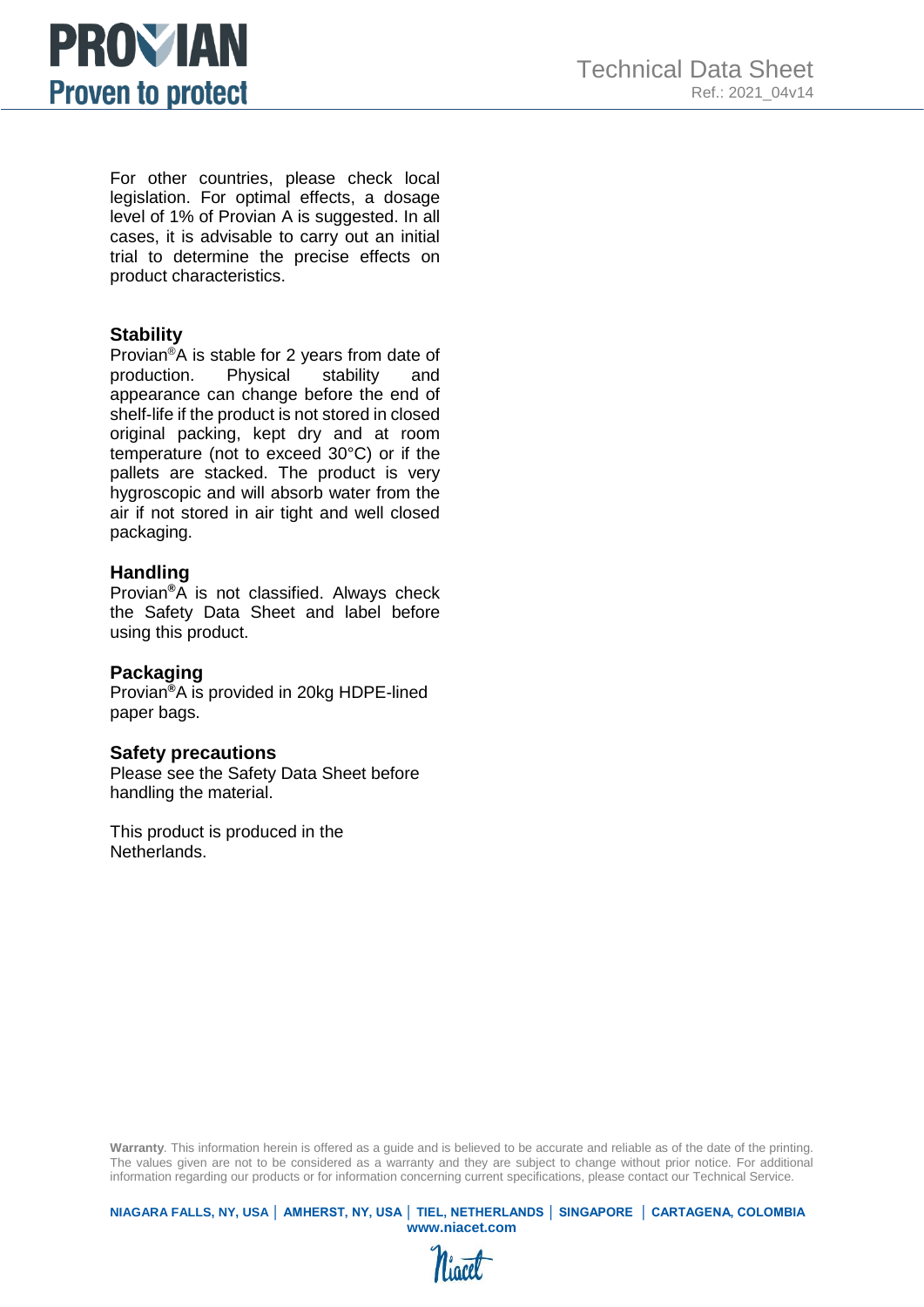For other countries, please check local legislation. For optimal effects, a dosage level of 1% of Provian A is suggested. In all cases, it is advisable to carry out an initial trial to determine the precise effects on product characteristics.

## Stability

Provian®A is stable for 2 years from date of production. Physical stability and appearance can change before the end of shelf-life if the product is not stored in closed original packing, kept dry and at room temperature (not to exceed 30°C) or if the pallets are stacked. The product is very hygroscopic and will absorb water from the air if not stored in air tight and well closed packaging.

## Handling

Provian®A is not classified. Always check the Safety Data Sheet and label before using this product.

## Packaging

Provian®A is provided in 20kg HDPE-lined paper bags.

## Safety precautions

Please see the Safety Data Sheet before handling the material.

This product is produced in the Netherlands.

**Warranty**. This information herein is offered as a guide and is believed to be accurate and reliable as of the date of the printing. The values given are not to be considered as a warranty and they are subject to change without prior notice. For additional information regarding our products or for information concerning current specifications, please contact our Technical Service.

**NIAGARA FALLS, NY, USA | AMHERST, NY, USA | TIEL, NETHERLANDS | SINGAPORE | CARTAGENA, COLOMBIA**
**www.niacet.com**